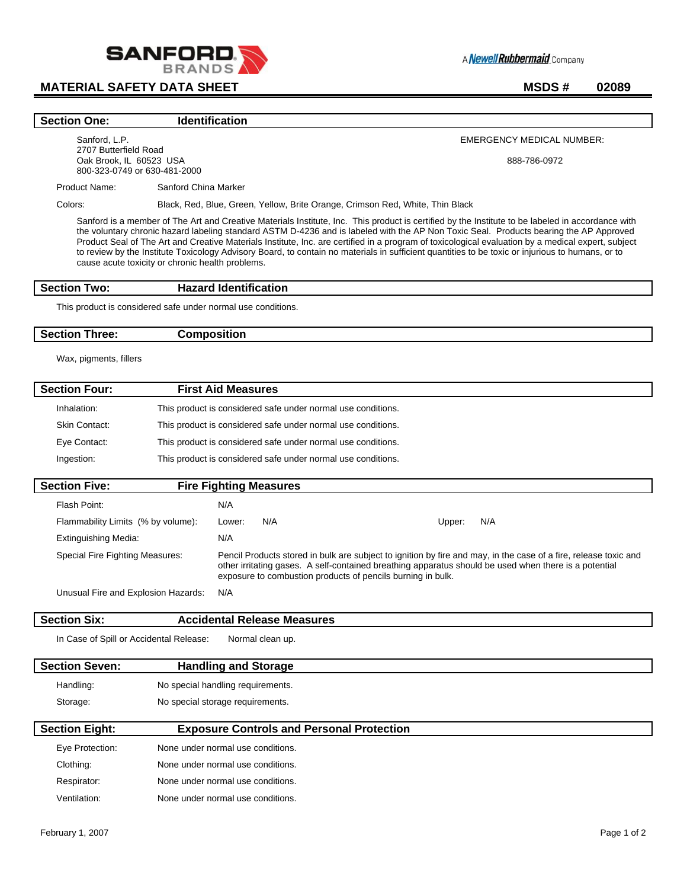SANFORD BRANDS

A Newell Rubbermaid Company

# MATERIAL SAFETY DATA SHEET

**MSDS # 02089**

## Section One: Identification

Sanford, L.P.
2707 Butterfield Road
Oak Brook, IL 60523 USA
800-323-0749 or 630-481-2000

EMERGENCY MEDICAL NUMBER:

888-786-0972

Product Name: Sanford China Marker

Colors: Black, Red, Blue, Green, Yellow, Brite Orange, Crimson Red, White, Thin Black

Sanford is a member of The Art and Creative Materials Institute, Inc. This product is certified by the Institute to be labeled in accordance with the voluntary chronic hazard labeling standard ASTM D-4236 and is labeled with the AP Non Toxic Seal. Products bearing the AP Approved Product Seal of The Art and Creative Materials Institute, Inc. are certified in a program of toxicological evaluation by a medical expert, subject to review by the Institute Toxicology Advisory Board, to contain no materials in sufficient quantities to be toxic or injurious to humans, or to cause acute toxicity or chronic health problems.

## Section Two: Hazard Identification

This product is considered safe under normal use conditions.

## Section Three: Composition

Wax, pigments, fillers

## Section Four: First Aid Measures

Inhalation: This product is considered safe under normal use conditions.

Skin Contact: This product is considered safe under normal use conditions.

Eye Contact: This product is considered safe under normal use conditions.

Ingestion: This product is considered safe under normal use conditions.

## Section Five: Fire Fighting Measures

Flash Point: N/A

Flammability Limits (% by volume): Lower: N/A Upper: N/A

Extinguishing Media: N/A

Special Fire Fighting Measures: Pencil Products stored in bulk are subject to ignition by fire and may, in the case of a fire, release toxic and other irritating gases. A self-contained breathing apparatus should be used when there is a potential exposure to combustion products of pencils burning in bulk.

Unusual Fire and Explosion Hazards: N/A

## Section Six: Accidental Release Measures

In Case of Spill or Accidental Release: Normal clean up.

## Section Seven: Handling and Storage

Handling: No special handling requirements.

Storage: No special storage requirements.

## Section Eight: Exposure Controls and Personal Protection

Eye Protection: None under normal use conditions.

Clothing: None under normal use conditions.

Respirator: None under normal use conditions.

Ventilation: None under normal use conditions.

February 1, 2007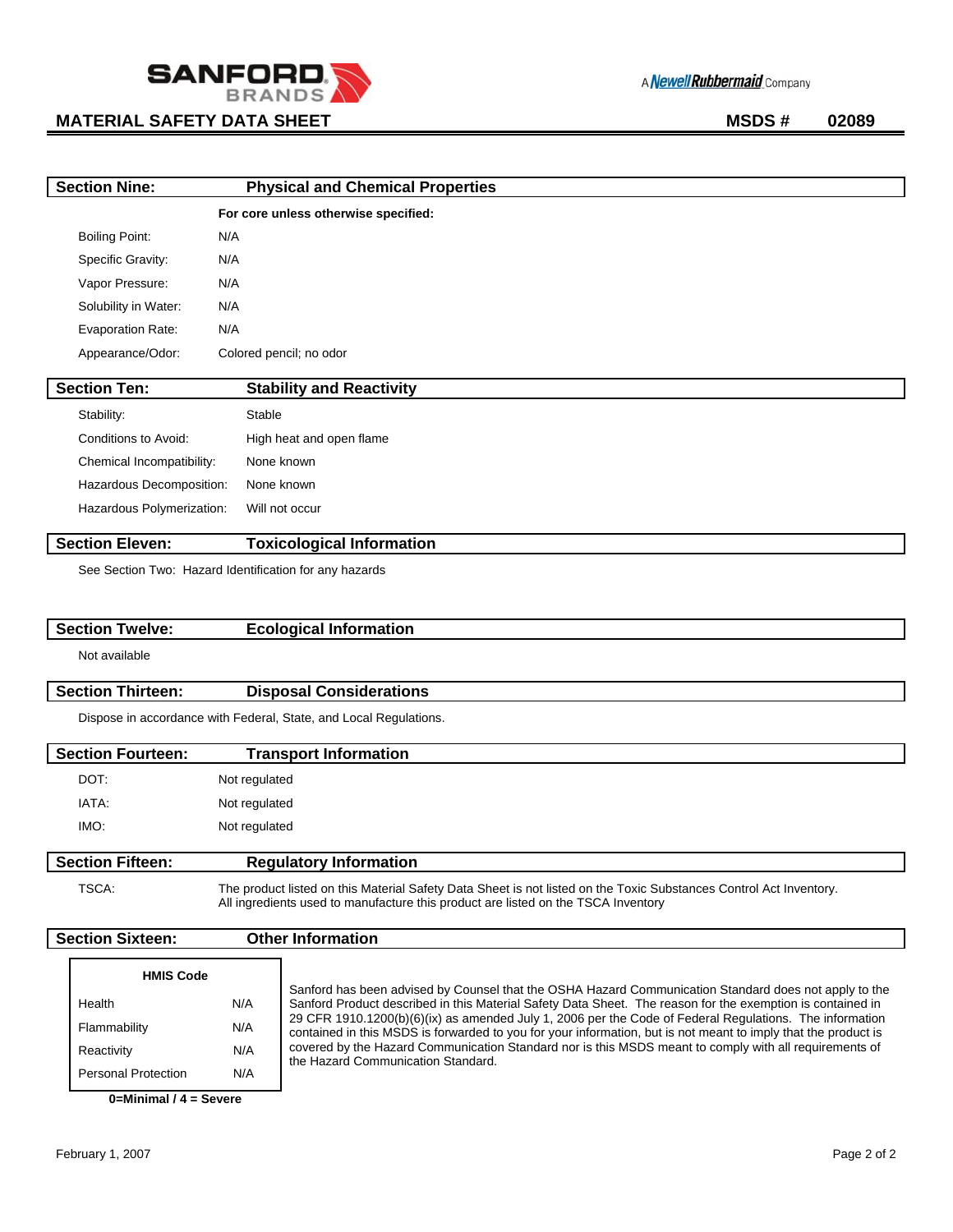**SANFORD BRANDS** — A Newell Rubbermaid Company

**MATERIAL SAFETY DATA SHEET** — **MSDS # 02089**

## Section Nine: Physical and Chemical Properties

**For core unless otherwise specified:**

| | |
|---|---|
| Boiling Point: | N/A |
| Specific Gravity: | N/A |
| Vapor Pressure: | N/A |
| Solubility in Water: | N/A |
| Evaporation Rate: | N/A |
| Appearance/Odor: | Colored pencil; no odor |

## Section Ten: Stability and Reactivity

| | |
|---|---|
| Stability: | Stable |
| Conditions to Avoid: | High heat and open flame |
| Chemical Incompatibility: | None known |
| Hazardous Decomposition: | None known |
| Hazardous Polymerization: | Will not occur |

## Section Eleven: Toxicological Information

See Section Two: Hazard Identification for any hazards

## Section Twelve: Ecological Information

Not available

## Section Thirteen: Disposal Considerations

Dispose in accordance with Federal, State, and Local Regulations.

## Section Fourteen: Transport Information

| | |
|---|---|
| DOT: | Not regulated |
| IATA: | Not regulated |
| IMO: | Not regulated |

## Section Fifteen: Regulatory Information

TSCA: The product listed on this Material Safety Data Sheet is not listed on the Toxic Substances Control Act Inventory. All ingredients used to manufacture this product are listed on the TSCA Inventory

## Section Sixteen: Other Information

| HMIS Code | |
|---|---|
| Health | N/A |
| Flammability | N/A |
| Reactivity | N/A |
| Personal Protection | N/A |

**0=Minimal / 4 = Severe**

Sanford has been advised by Counsel that the OSHA Hazard Communication Standard does not apply to the Sanford Product described in this Material Safety Data Sheet. The reason for the exemption is contained in 29 CFR 1910.1200(b)(6)(ix) as amended July 1, 2006 per the Code of Federal Regulations. The information contained in this MSDS is forwarded to you for your information, but is not meant to imply that the product is covered by the Hazard Communication Standard nor is this MSDS meant to comply with all requirements of the Hazard Communication Standard.

February 1, 2007